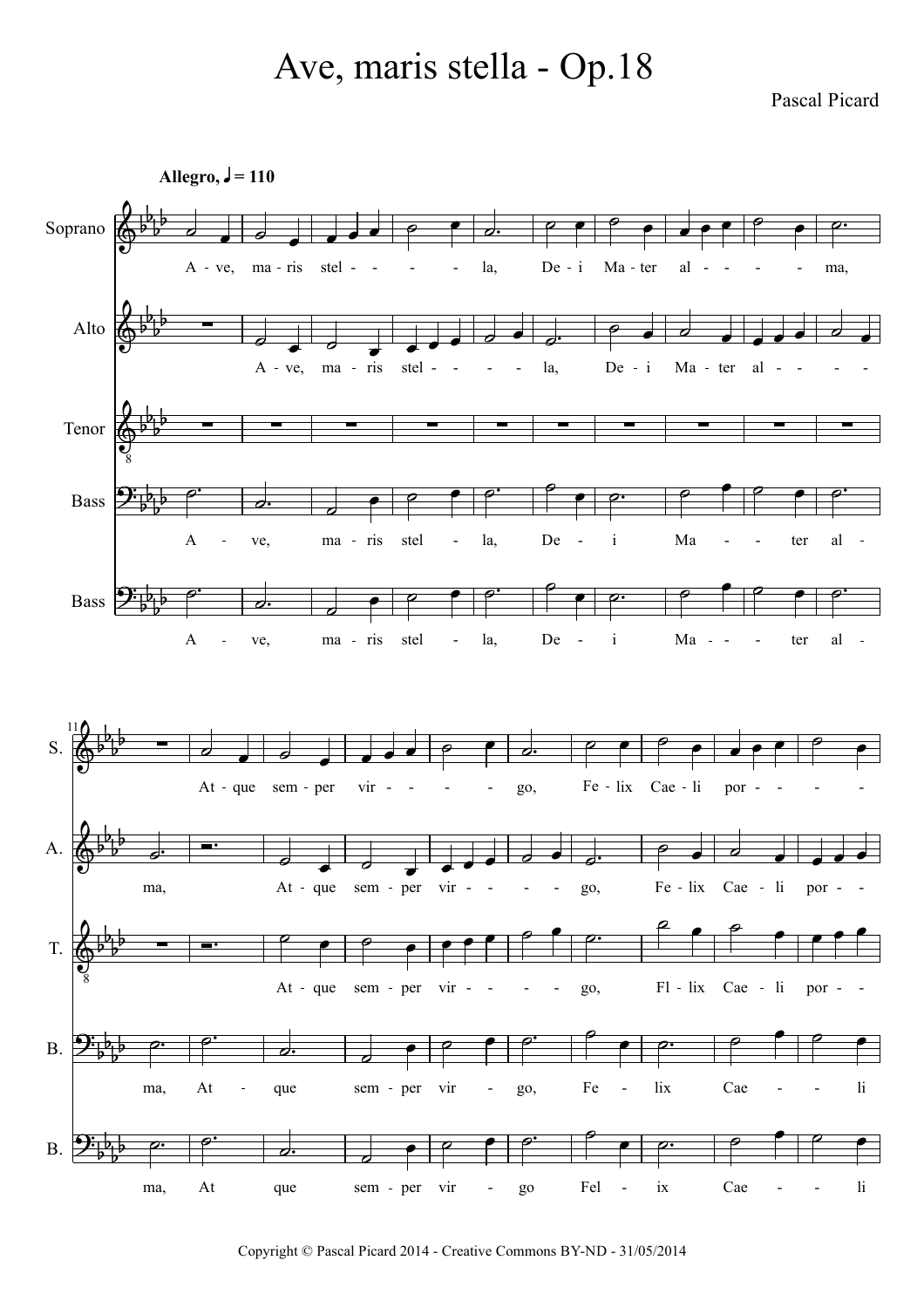# Ave, maris stella - Op.18

Pascal Picard

**Allegro,** ♩ = 110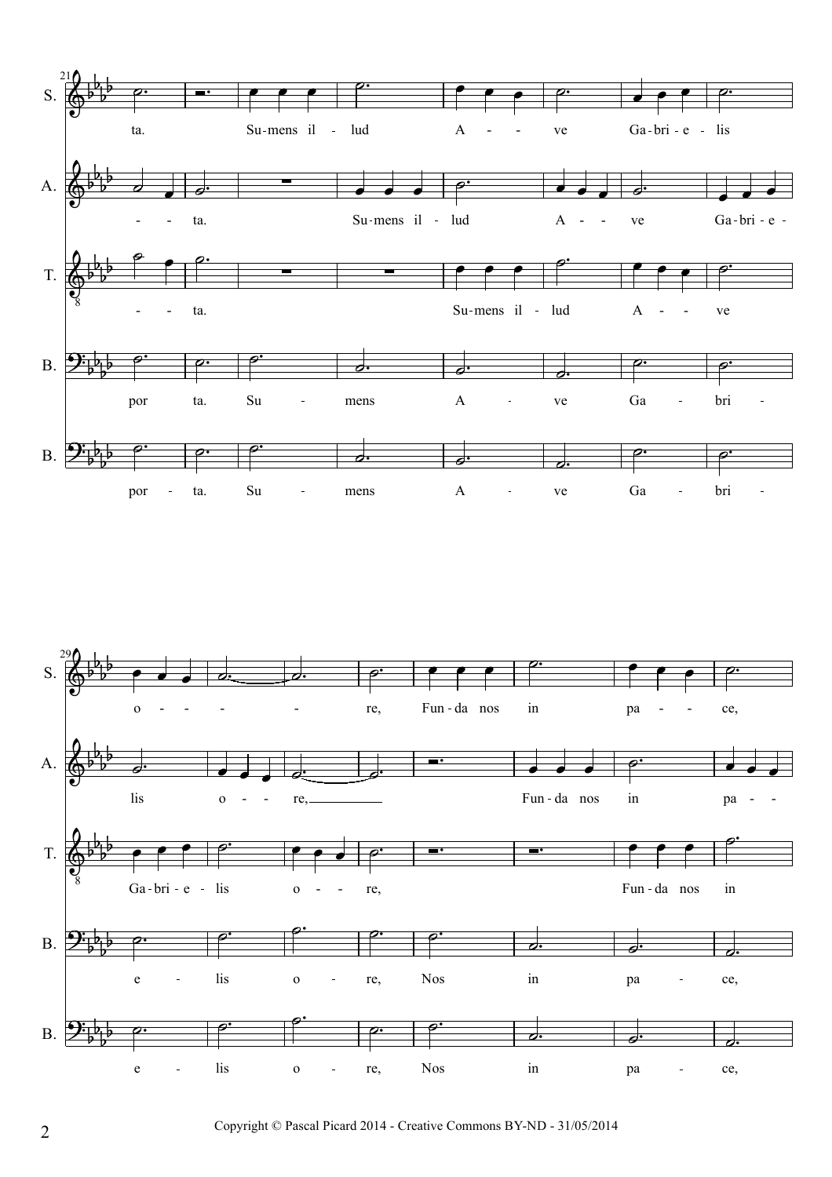S. ta. Su-mens il - lud A - - ve Ga-bri - e - lis o - - - - - re, Fun - da nos in pa - - ce,

A. - - ta. Su-mens il - lud A - - ve Ga-bri - e - lis o - - re, Fun - da nos in pa - -

T. - - ta. Su-mens il - lud A - - ve Ga - bri - e - lis o - - re, Fun - da nos in

B. por ta. Su - mens A - ve Ga - bri - e - lis o - re, Nos in pa - ce,

B. por - ta. Su - mens A - ve Ga - bri - e - lis o - re, Nos in pa - ce,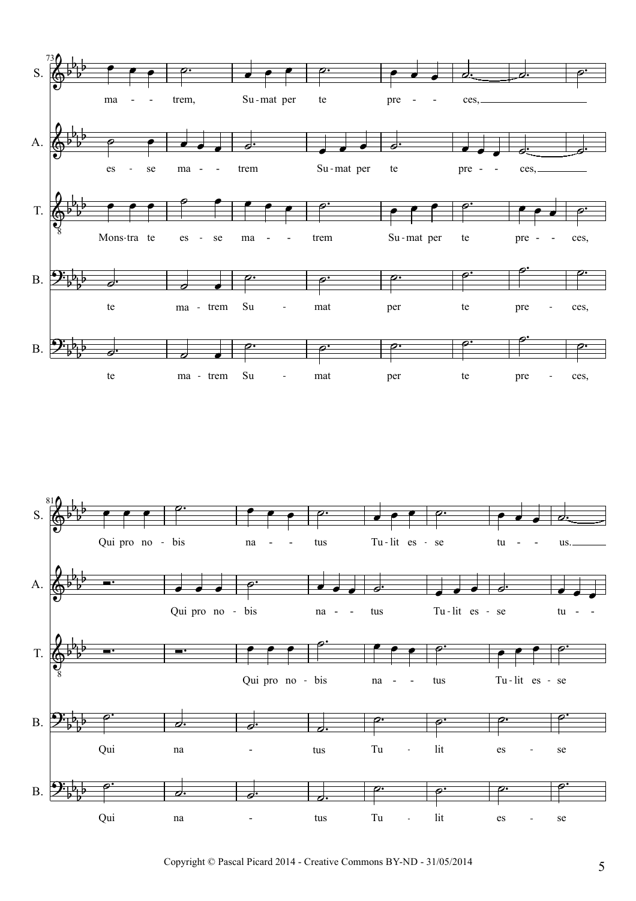73

S. ma - - trem, Su-mat per te pre - - ces,

A. es - se ma - - trem Su-mat per te pre - - ces,

T. Mons-tra te es - se ma - - trem Su-mat per te pre - - ces,

B. te ma - trem Su - mat per te pre - ces,

B. te ma - trem Su - mat per te pre - ces,

81

S. Qui pro no - bis na - - tus Tu-lit es - se tu - - us.

A. Qui pro no - bis na - - tus Tu-lit es - se tu - -

T. Qui pro no - bis na - - tus Tu-lit es - se

B. Qui na - tus Tu - lit es - se

B. Qui na - tus Tu - lit es - se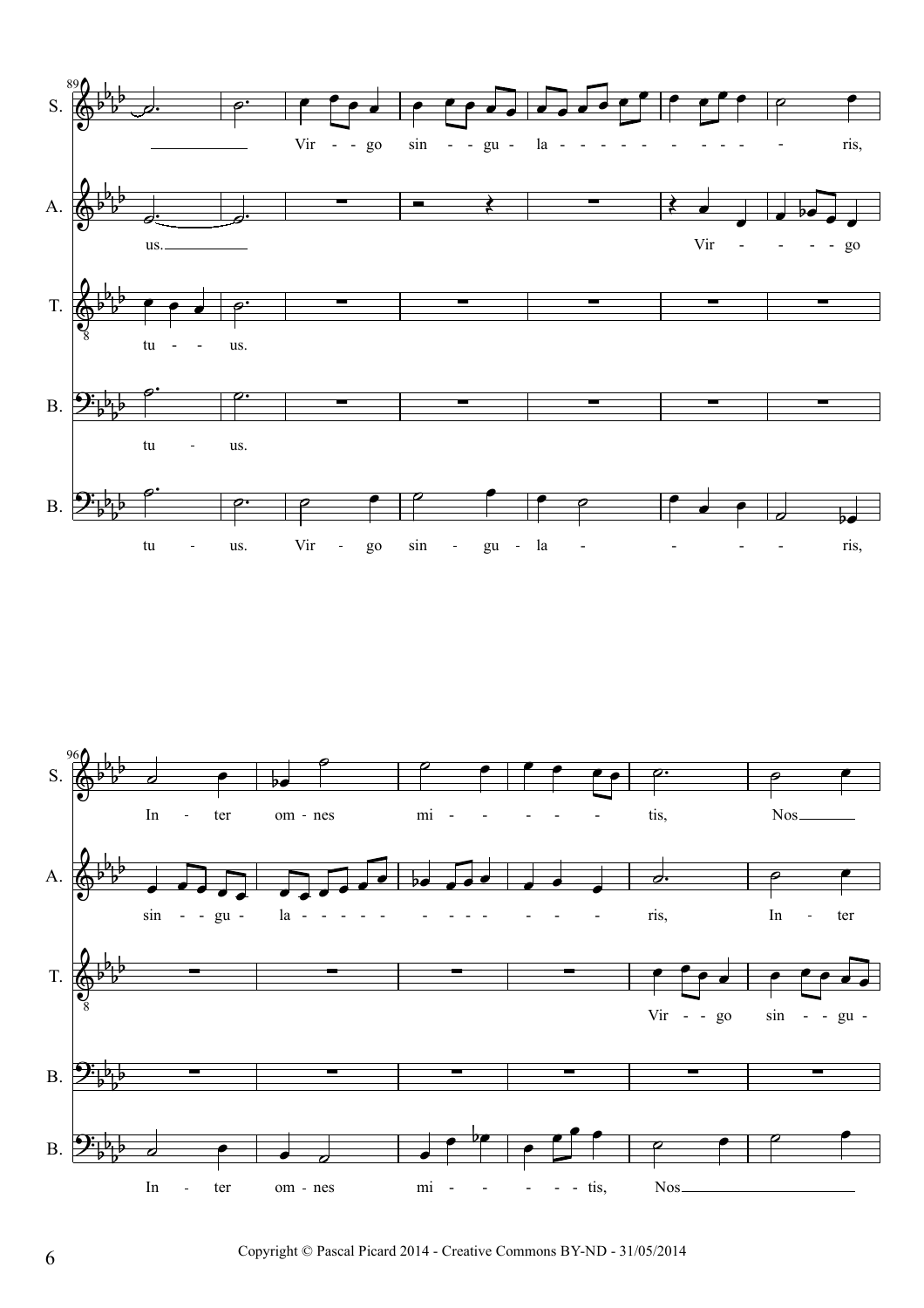Copyright © Pascal Picard 2014 - Creative Commons BY-ND - 31/05/2014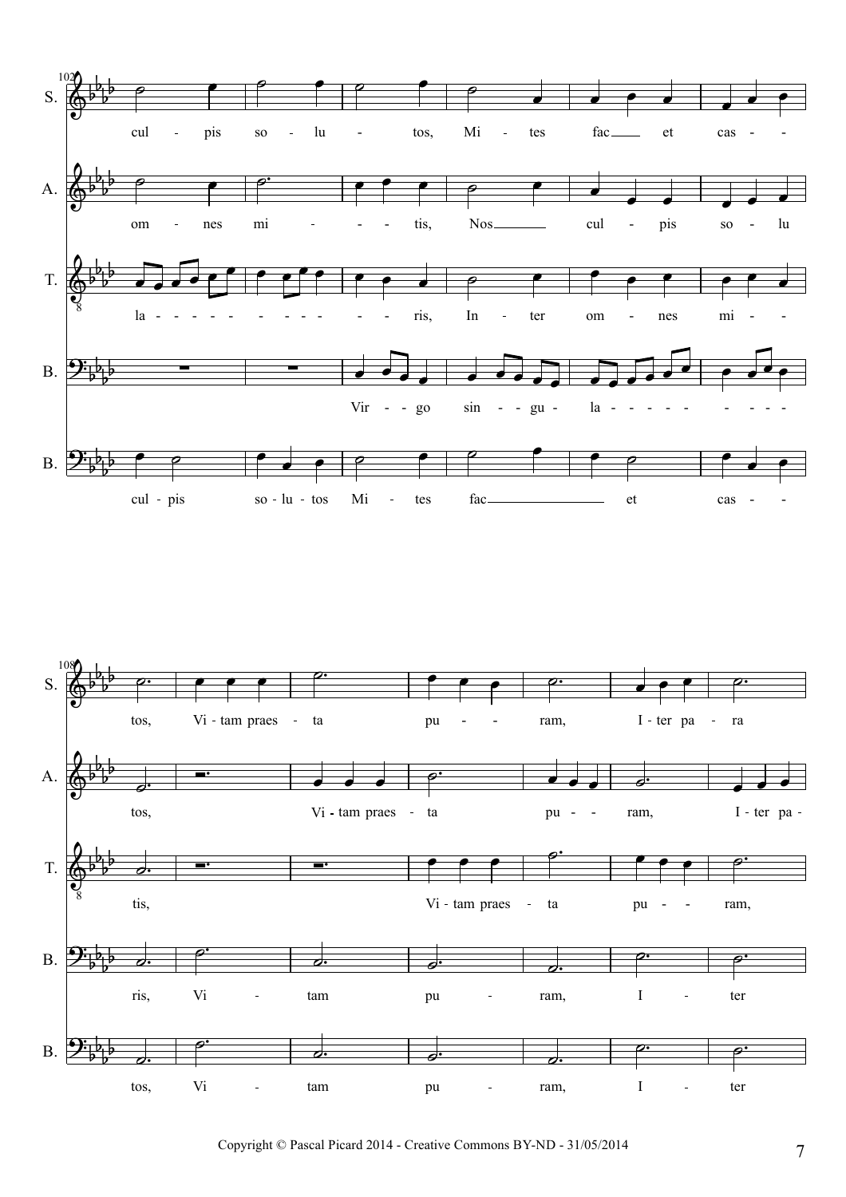**102**

S. cul - pis so - lu - tos, Mi - tes fac___ et cas - -

A. om - nes mi - - - tis, Nos_____ cul - pis so - lu

T. la - - - - - - - - - - - ris, In - ter om - nes mi - -

B. Vir - - go sin - - gu - la - - - - - - - - - -

B. cul - pis so - lu - tos Mi - tes fac_________ et cas - -

**108**

S. tos, Vi - tam praes - ta pu - - - ram, I - ter pa - ra

A. tos, Vi - tam praes - ta pu - - ram, I - ter pa -

T. tis, Vi - tam praes - ta pu - - ram,

B. ris, Vi - tam pu - ram, I - ter

B. tos, Vi - tam pu - ram, I - ter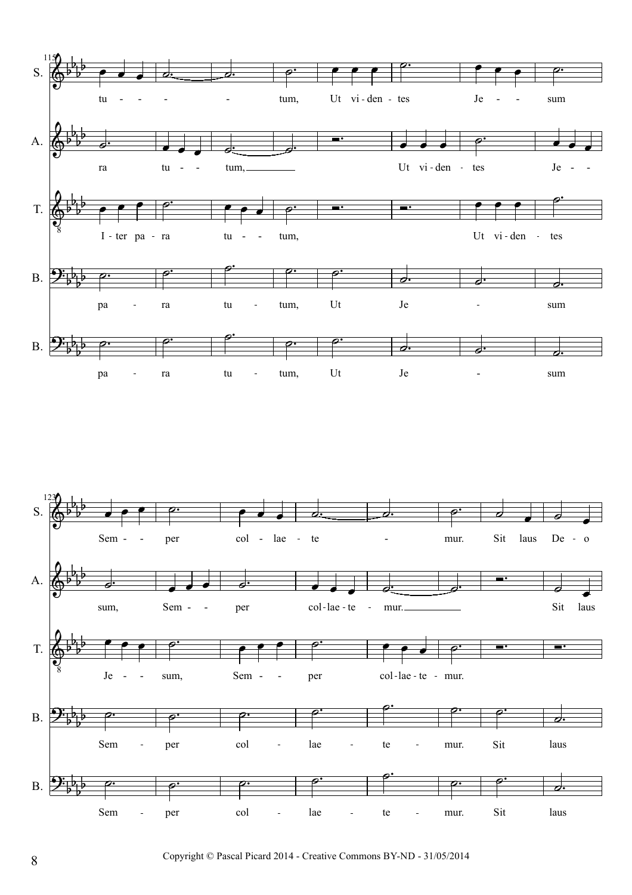**115**

S. tu - - - - tum, Ut vi - den - tes Je - - sum

A. ra tu - - tum, Ut vi - den - tes Je - -

T. I - ter pa - ra tu - - tum, Ut vi - den - tes

B. pa - ra tu - tum, Ut Je - sum

B. pa - ra tu - tum, Ut Je - sum

**123**

S. Sem - - per col - lae - te - mur. Sit laus De - o

A. sum, Sem - - per col - lae - te - mur. Sit laus

T. Je - - sum, Sem - - per col - lae - te - mur.

B. Sem - per col - lae - te - mur. Sit laus

B. Sem - per col - lae - te - mur. Sit laus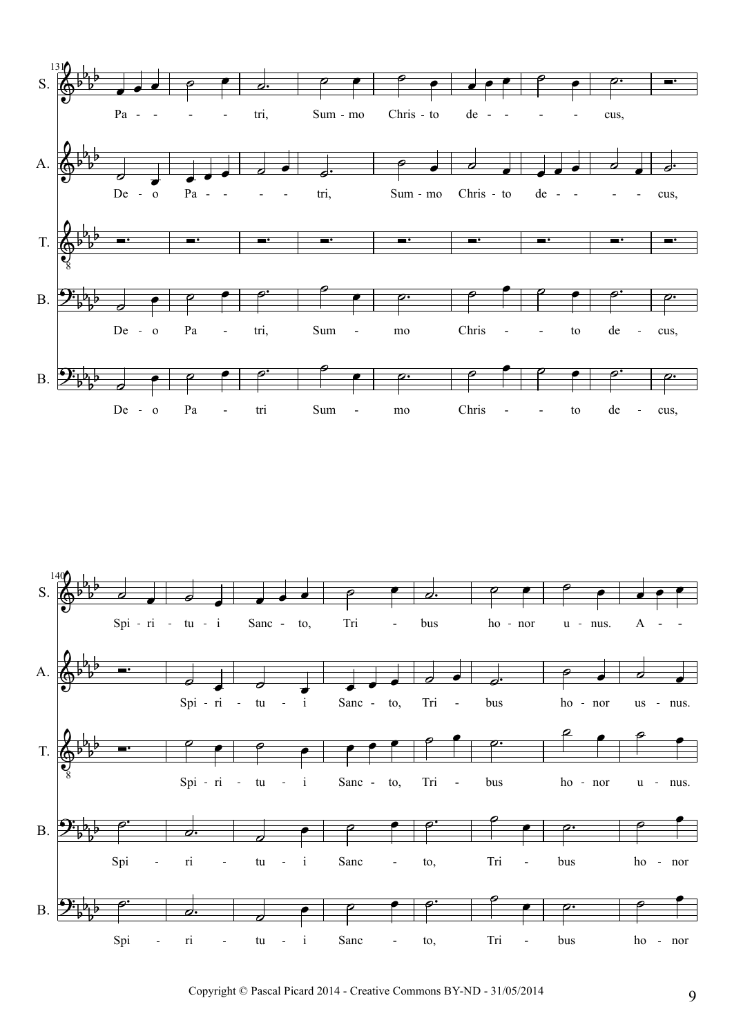131

S.

Pa - - - - tri, Sum - mo Chris - to de - - - - cus,

A.

De - o Pa - - - - tri, Sum - mo Chris - to de - - - - cus,

T.

B.

De - o Pa - tri, Sum - mo Chris - - to de - cus,

B.

De - o Pa - tri Sum - mo Chris - - to de - cus,

140

S.

Spi - ri - tu - i Sanc - to, Tri - bus ho - nor u - nus. A - -

A.

Spi - ri - tu - i Sanc - to, Tri - bus ho - nor us - nus.

T.

Spi - ri - tu - i Sanc - to, Tri - bus ho - nor u - nus.

B.

Spi - ri - tu - i Sanc - to, Tri - bus ho - nor

B.

Spi - ri - tu - i Sanc - to, Tri - bus ho - nor

Copyright © Pascal Picard 2014 - Creative Commons BY-ND - 31/05/2014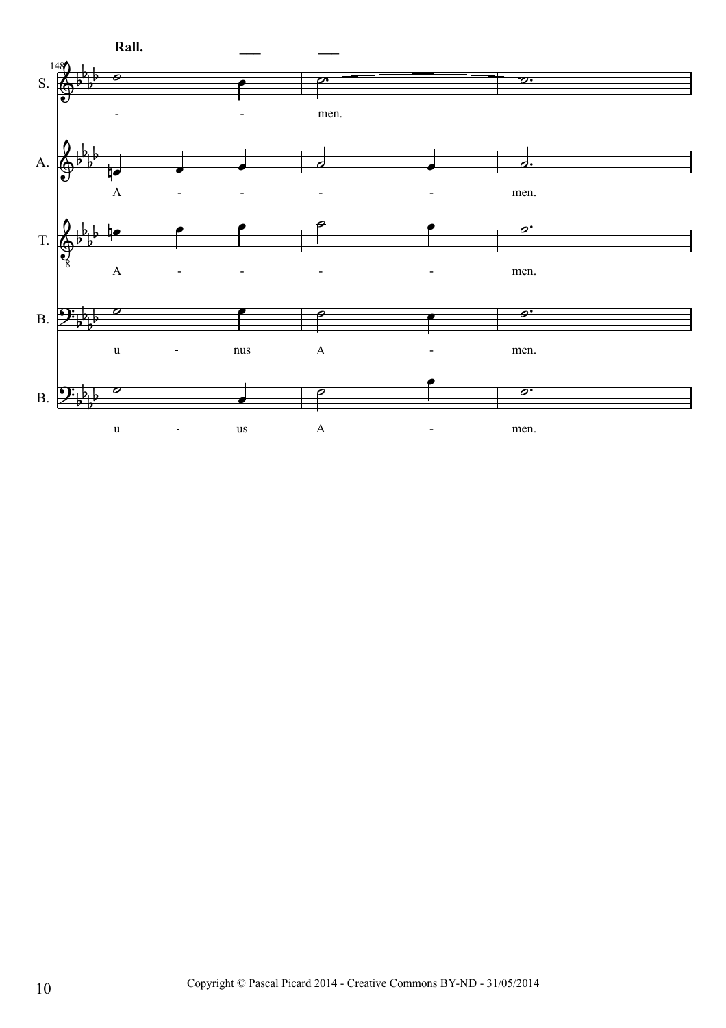**Rall.**

S. - - men.

A. A - - - - men.

T. A - - - - men.

B. u - nus A - men.

B. u - us A - men.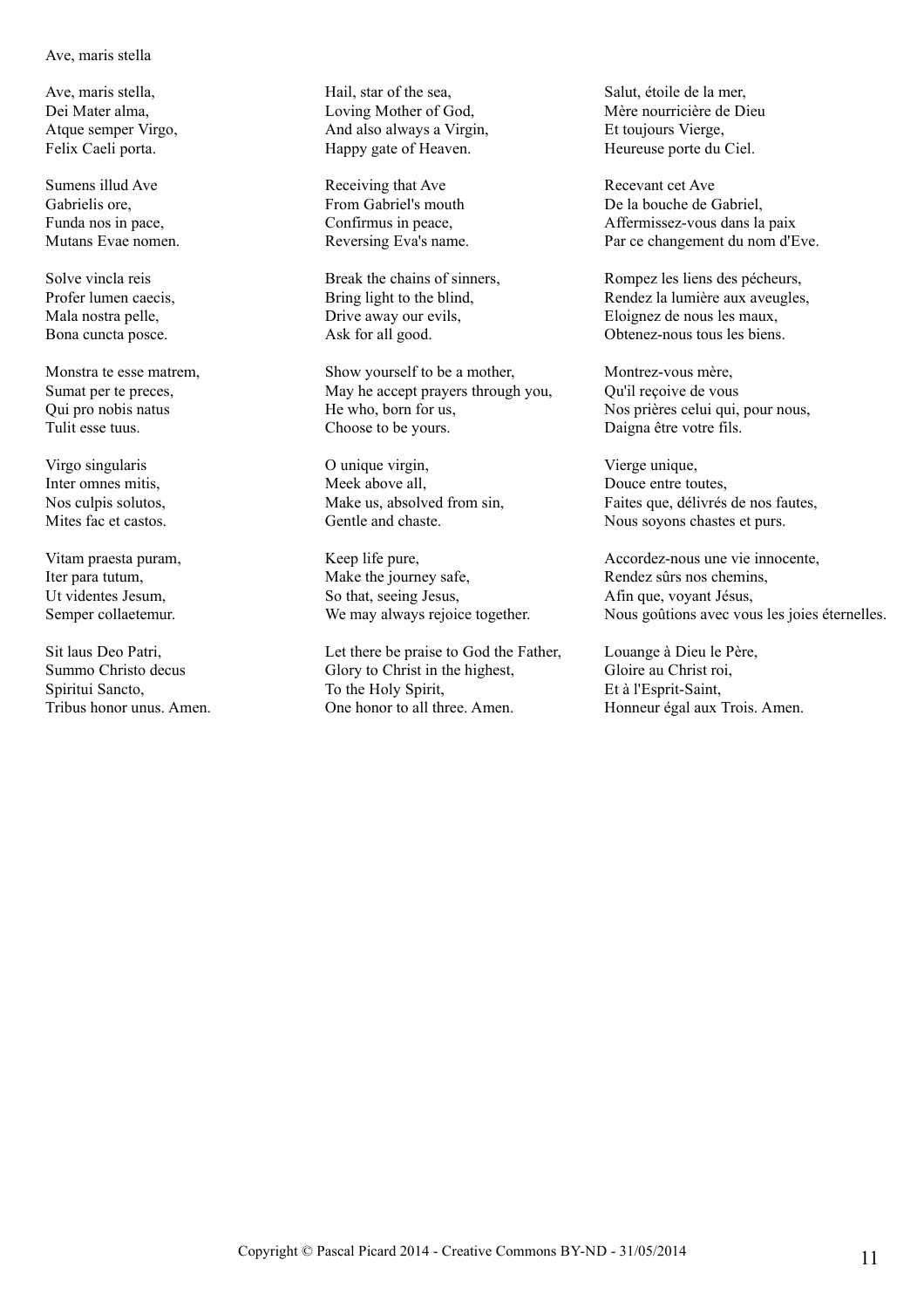Ave, maris stella

Ave, maris stella,
Dei Mater alma,
Atque semper Virgo,
Felix Caeli porta.

Sumens illud Ave
Gabrielis ore,
Funda nos in pace,
Mutans Evae nomen.

Solve vincla reis
Profer lumen caecis,
Mala nostra pelle,
Bona cuncta posce.

Monstra te esse matrem,
Sumat per te preces,
Qui pro nobis natus
Tulit esse tuus.

Virgo singularis
Inter omnes mitis,
Nos culpis solutos,
Mites fac et castos.

Vitam praesta puram,
Iter para tutum,
Ut videntes Jesum,
Semper collaetemur.

Sit laus Deo Patri,
Summo Christo decus
Spiritui Sancto,
Tribus honor unus. Amen.

Hail, star of the sea,
Loving Mother of God,
And also always a Virgin,
Happy gate of Heaven.

Receiving that Ave
From Gabriel's mouth
Confirmus in peace,
Reversing Eva's name.

Break the chains of sinners,
Bring light to the blind,
Drive away our evils,
Ask for all good.

Show yourself to be a mother,
May he accept prayers through you,
He who, born for us,
Choose to be yours.

O unique virgin,
Meek above all,
Make us, absolved from sin,
Gentle and chaste.

Keep life pure,
Make the journey safe,
So that, seeing Jesus,
We may always rejoice together.

Let there be praise to God the Father,
Glory to Christ in the highest,
To the Holy Spirit,
One honor to all three. Amen.

Salut, étoile de la mer,
Mère nourricière de Dieu
Et toujours Vierge,
Heureuse porte du Ciel.

Recevant cet Ave
De la bouche de Gabriel,
Affermissez-vous dans la paix
Par ce changement du nom d'Eve.

Rompez les liens des pécheurs,
Rendez la lumière aux aveugles,
Eloignez de nous les maux,
Obtenez-nous tous les biens.

Montrez-vous mère,
Qu'il reçoive de vous
Nos prières celui qui, pour nous,
Daigna être votre fils.

Vierge unique,
Douce entre toutes,
Faites que, délivrés de nos fautes,
Nous soyons chastes et purs.

Accordez-nous une vie innocente,
Rendez sûrs nos chemins,
Afin que, voyant Jésus,
Nous goûtions avec vous les joies éternelles.

Louange à Dieu le Père,
Gloire au Christ roi,
Et à l'Esprit-Saint,
Honneur égal aux Trois. Amen.

Copyright © Pascal Picard 2014 - Creative Commons BY-ND - 31/05/2014